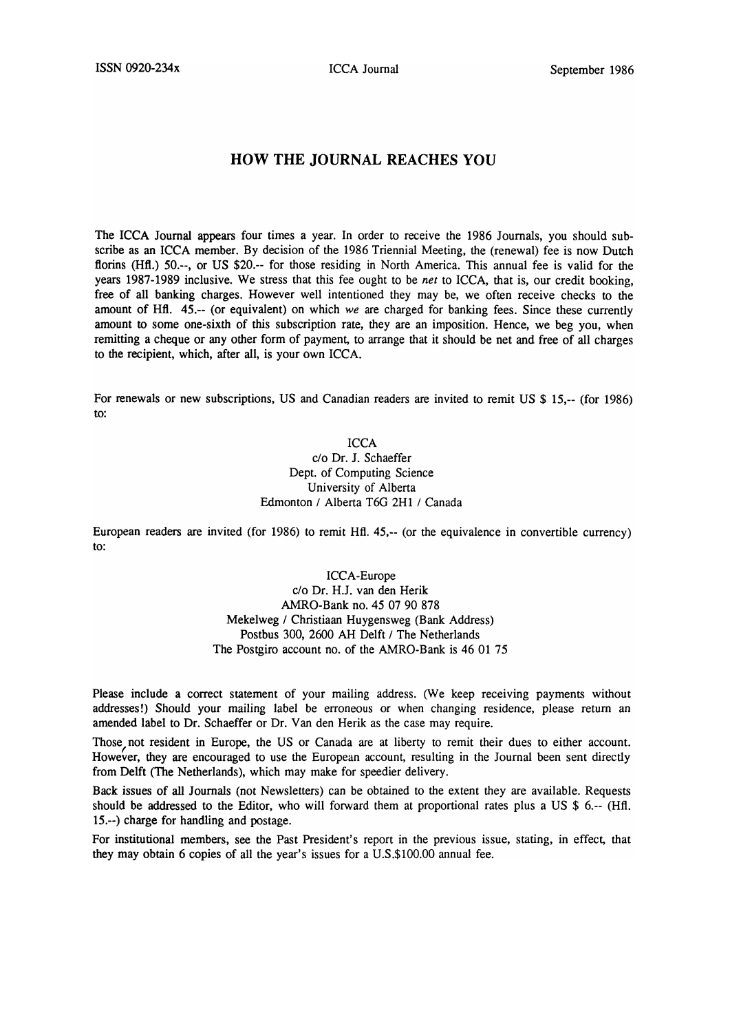# HOW THE JOURNAL REACHES YOU

The ICCA Journal appears four times a year. In order to receive the 1986 Journals, you should subscribe as an ICCA member. By decision of the 1986 Triennial Meeting, the (renewal) fee is now Dutch florins (Hfl.) 50.--, or US $20.-- for those residing in North America. This annual fee is valid for the years 1987-1989 inclusive. We stress that this fee ought to be *net* to ICCA, that is, our credit booking, free of all banking charges. However well intentioned they may be, we often receive checks to the amount of Hfl. 45.-- (or equivalent) on which *we* are charged for banking fees. Since these currently amount to some one-sixth of this subscription rate, they are an imposition. Hence, we beg you, when remitting a cheque or any other form of payment, to arrange that it should be net and free of all charges to the recipient, which, after all, is your own ICCA.

For renewals or new subscriptions, US and Canadian readers are invited to remit US $ 15,-- (for 1986) to:

ICCA
c/o Dr. J. Schaeffer
Dept. of Computing Science
University of Alberta
Edmonton / Alberta T6G 2H1 / Canada

European readers are invited (for 1986) to remit Hfl. 45,-- (or the equivalence in convertible currency) to:

ICCA-Europe
c/o Dr. H.J. van den Herik
AMRO-Bank no. 45 07 90 878
Mekelweg / Christiaan Huygensweg (Bank Address)
Postbus 300, 2600 AH Delft / The Netherlands
The Postgiro account no. of the AMRO-Bank is 46 01 75

Please include a correct statement of your mailing address. (We keep receiving payments without addresses!) Should your mailing label be erroneous or when changing residence, please return an amended label to Dr. Schaeffer or Dr. Van den Herik as the case may require.

Those not resident in Europe, the US or Canada are at liberty to remit their dues to either account. However, they are encouraged to use the European account, resulting in the Journal been sent directly from Delft (The Netherlands), which may make for speedier delivery.

Back issues of all Journals (not Newsletters) can be obtained to the extent they are available. Requests should be addressed to the Editor, who will forward them at proportional rates plus a US $ 6.-- (Hfl. 15.--) charge for handling and postage.

For institutional members, see the Past President's report in the previous issue, stating, in effect, that they may obtain 6 copies of all the year's issues for a U.S.$100.00 annual fee.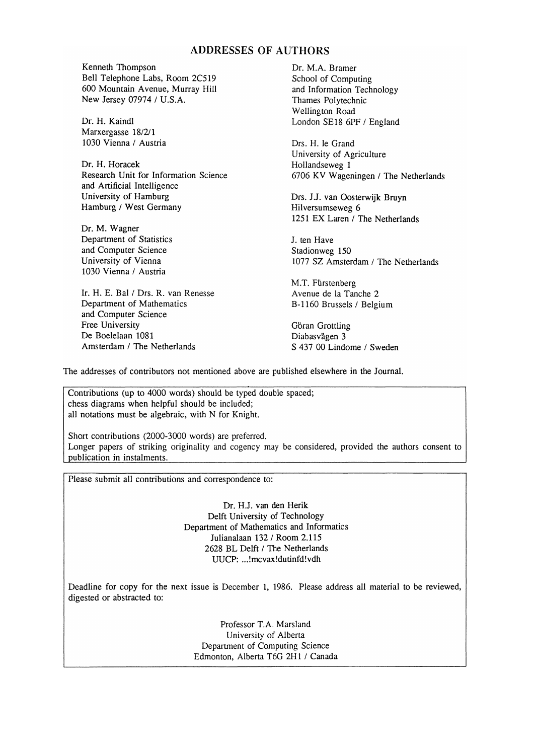## ADDRESSES OF AUTHORS

Kenneth Thompson
Bell Telephone Labs, Room 2C519
600 Mountain Avenue, Murray Hill
New Jersey 07974 / U.S.A.

Dr. H. Kaindl
Marxergasse 18/2/1
1030 Vienna / Austria

Dr. H. Horacek
Research Unit for Information Science
and Artificial Intelligence
University of Hamburg
Hamburg / West Germany

Dr. M. Wagner
Department of Statistics
and Computer Science
University of Vienna
1030 Vienna / Austria

Ir. H. E. Bal / Drs. R. van Renesse
Department of Mathematics
and Computer Science
Free University
De Boelelaan 1081
Amsterdam / The Netherlands

Dr. M.A. Bramer
School of Computing
and Information Technology
Thames Polytechnic
Wellington Road
London SE18 6PF / England

Drs. H. le Grand
University of Agriculture
Hollandseweg 1
6706 KV Wageningen / The Netherlands

Drs. J.J. van Oosterwijk Bruyn
Hilversumseweg 6
1251 EX Laren / The Netherlands

J. ten Have
Stadionweg 150
1077 SZ Amsterdam / The Netherlands

M.T. Fürstenberg
Avenue de la Tanche 2
B-1160 Brussels / Belgium

Göran Grottling
Diabasvägen 3
S 437 00 Lindome / Sweden

The addresses of contributors not mentioned above are published elsewhere in the Journal.

---

Contributions (up to 4000 words) should be typed double spaced;
chess diagrams when helpful should be included;
all notations must be algebraic, with N for Knight.

Short contributions (2000-3000 words) are preferred.
Longer papers of striking originality and cogency may be considered, provided the authors consent to publication in instalments.

---

Please submit all contributions and correspondence to:

Dr. H.J. van den Herik
Delft University of Technology
Department of Mathematics and Informatics
Julianalaan 132 / Room 2.115
2628 BL Delft / The Netherlands
UUCP: ...!mcvax!dutinfd!vdh

Deadline for copy for the next issue is December 1, 1986. Please address all material to be reviewed, digested or abstracted to:

Professor T.A. Marsland
University of Alberta
Department of Computing Science
Edmonton, Alberta T6G 2H1 / Canada